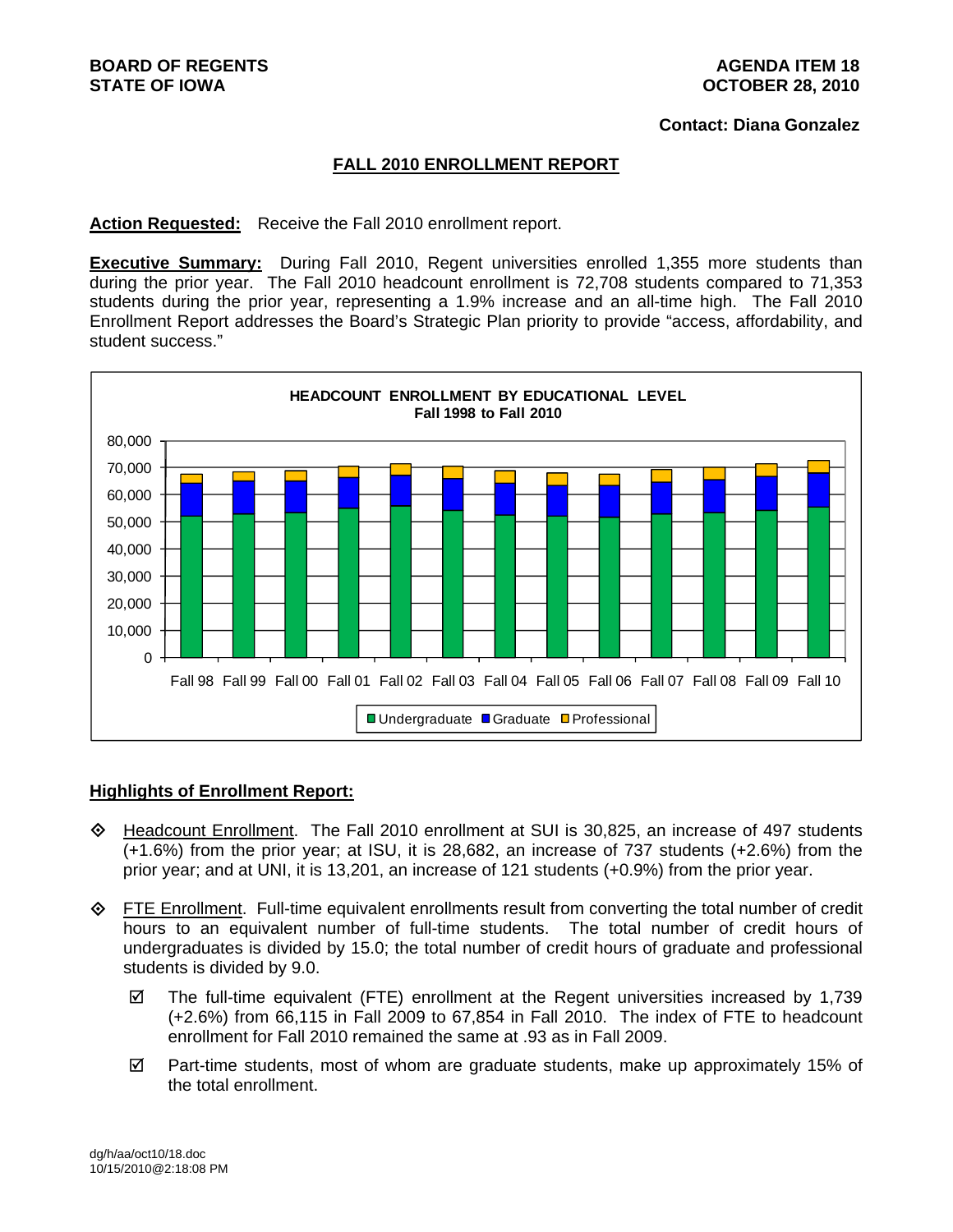**BOARD OF REGENTS**
**STATE OF IOWA**

**AGENDA ITEM 18**
**OCTOBER 28, 2010**

**Contact: Diana Gonzalez**

## FALL 2010 ENROLLMENT REPORT

**Action Requested:** Receive the Fall 2010 enrollment report.

**Executive Summary:** During Fall 2010, Regent universities enrolled 1,355 more students than during the prior year. The Fall 2010 headcount enrollment is 72,708 students compared to 71,353 students during the prior year, representing a 1.9% increase and an all-time high. The Fall 2010 Enrollment Report addresses the Board's Strategic Plan priority to provide "access, affordability, and student success."

**HEADCOUNT ENROLLMENT BY EDUCATIONAL LEVEL**
**Fall 1998 to Fall 2010**

(Stacked bar chart: Undergraduate, Graduate, Professional; Fall 98 through Fall 10; y-axis 0 to 80,000)

### Highlights of Enrollment Report:

- Headcount Enrollment. The Fall 2010 enrollment at SUI is 30,825, an increase of 497 students (+1.6%) from the prior year; at ISU, it is 28,682, an increase of 737 students (+2.6%) from the prior year; and at UNI, it is 13,201, an increase of 121 students (+0.9%) from the prior year.

- FTE Enrollment. Full-time equivalent enrollments result from converting the total number of credit hours to an equivalent number of full-time students. The total number of credit hours of undergraduates is divided by 15.0; the total number of credit hours of graduate and professional students is divided by 9.0.

  - ☑ The full-time equivalent (FTE) enrollment at the Regent universities increased by 1,739 (+2.6%) from 66,115 in Fall 2009 to 67,854 in Fall 2010. The index of FTE to headcount enrollment for Fall 2010 remained the same at .93 as in Fall 2009.

  - ☑ Part-time students, most of whom are graduate students, make up approximately 15% of the total enrollment.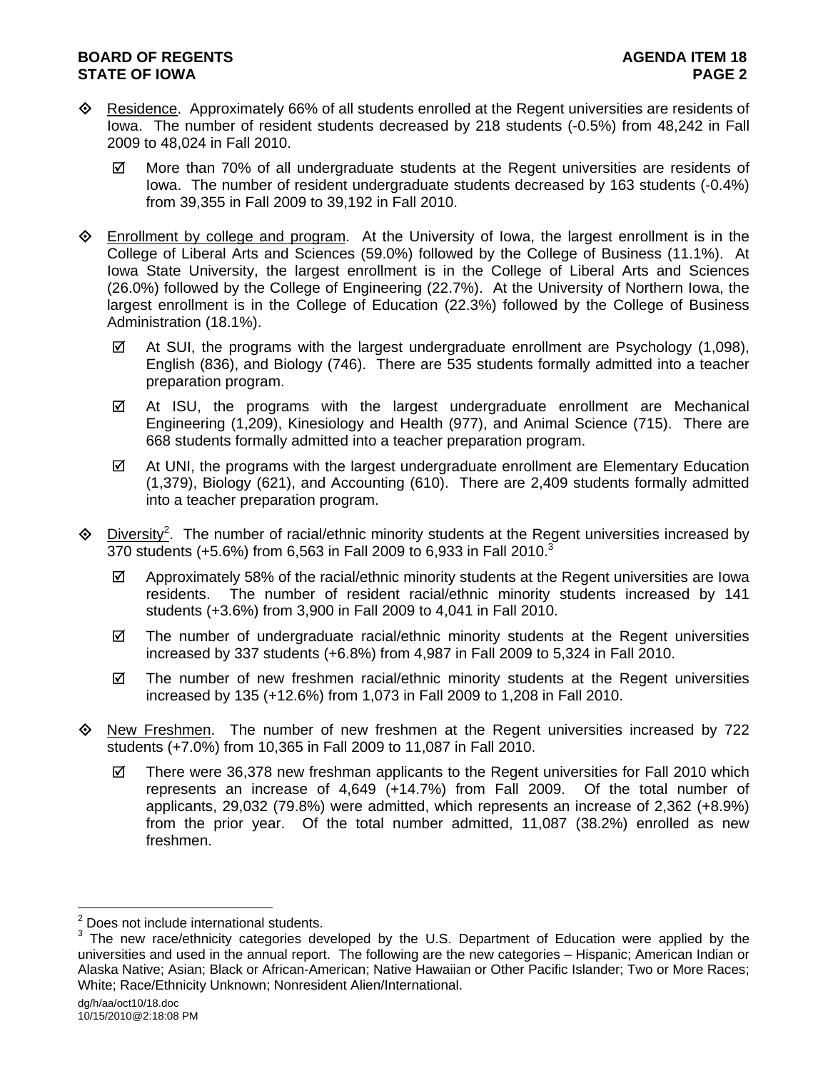- Residence. Approximately 66% of all students enrolled at the Regent universities are residents of Iowa. The number of resident students decreased by 218 students (-0.5%) from 48,242 in Fall 2009 to 48,024 in Fall 2010.
  - ☑ More than 70% of all undergraduate students at the Regent universities are residents of Iowa. The number of resident undergraduate students decreased by 163 students (-0.4%) from 39,355 in Fall 2009 to 39,192 in Fall 2010.

- Enrollment by college and program. At the University of Iowa, the largest enrollment is in the College of Liberal Arts and Sciences (59.0%) followed by the College of Business (11.1%). At Iowa State University, the largest enrollment is in the College of Liberal Arts and Sciences (26.0%) followed by the College of Engineering (22.7%). At the University of Northern Iowa, the largest enrollment is in the College of Education (22.3%) followed by the College of Business Administration (18.1%).
  - ☑ At SUI, the programs with the largest undergraduate enrollment are Psychology (1,098), English (836), and Biology (746). There are 535 students formally admitted into a teacher preparation program.
  - ☑ At ISU, the programs with the largest undergraduate enrollment are Mechanical Engineering (1,209), Kinesiology and Health (977), and Animal Science (715). There are 668 students formally admitted into a teacher preparation program.
  - ☑ At UNI, the programs with the largest undergraduate enrollment are Elementary Education (1,379), Biology (621), and Accounting (610). There are 2,409 students formally admitted into a teacher preparation program.

- Diversity[2]. The number of racial/ethnic minority students at the Regent universities increased by 370 students (+5.6%) from 6,563 in Fall 2009 to 6,933 in Fall 2010.[3]
  - ☑ Approximately 58% of the racial/ethnic minority students at the Regent universities are Iowa residents. The number of resident racial/ethnic minority students increased by 141 students (+3.6%) from 3,900 in Fall 2009 to 4,041 in Fall 2010.
  - ☑ The number of undergraduate racial/ethnic minority students at the Regent universities increased by 337 students (+6.8%) from 4,987 in Fall 2009 to 5,324 in Fall 2010.
  - ☑ The number of new freshmen racial/ethnic minority students at the Regent universities increased by 135 (+12.6%) from 1,073 in Fall 2009 to 1,208 in Fall 2010.

- New Freshmen. The number of new freshmen at the Regent universities increased by 722 students (+7.0%) from 10,365 in Fall 2009 to 11,087 in Fall 2010.
  - ☑ There were 36,378 new freshman applicants to the Regent universities for Fall 2010 which represents an increase of 4,649 (+14.7%) from Fall 2009. Of the total number of applicants, 29,032 (79.8%) were admitted, which represents an increase of 2,362 (+8.9%) from the prior year. Of the total number admitted, 11,087 (38.2%) enrolled as new freshmen.

---

[2] Does not include international students.

[3] The new race/ethnicity categories developed by the U.S. Department of Education were applied by the universities and used in the annual report. The following are the new categories – Hispanic; American Indian or Alaska Native; Asian; Black or African-American; Native Hawaiian or Other Pacific Islander; Two or More Races; White; Race/Ethnicity Unknown; Nonresident Alien/International.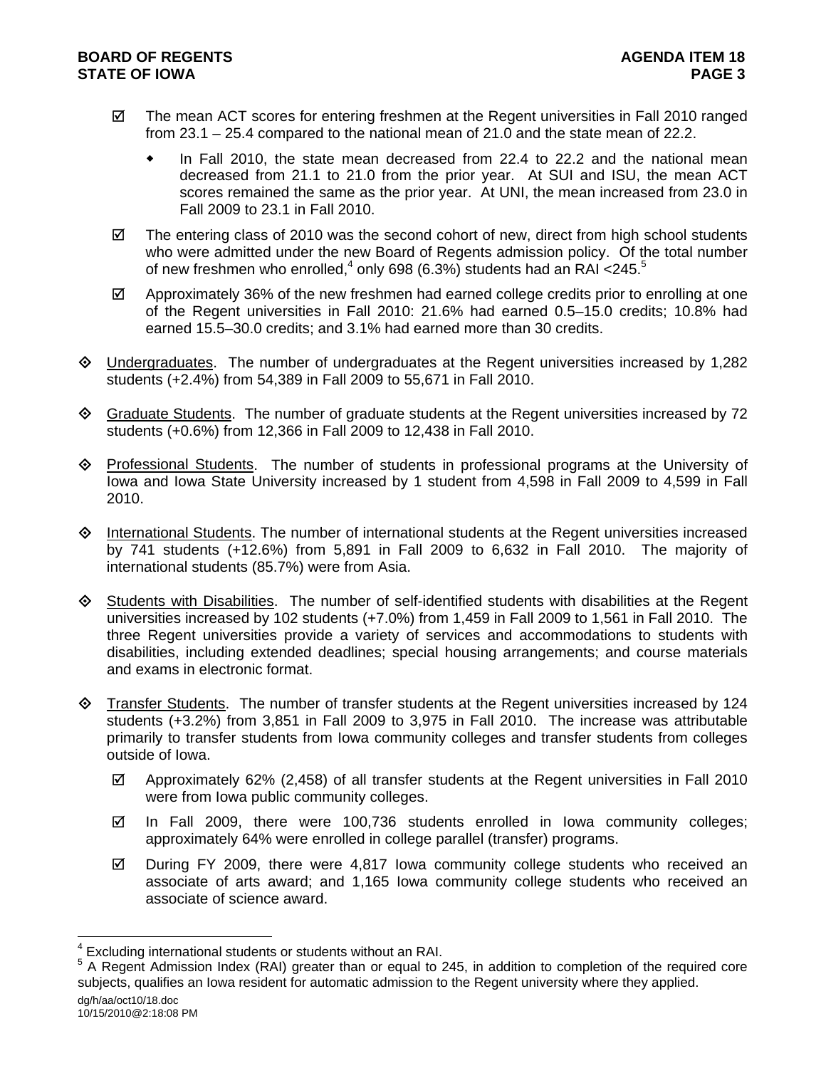- ☑ The mean ACT scores for entering freshmen at the Regent universities in Fall 2010 ranged from 23.1 – 25.4 compared to the national mean of 21.0 and the state mean of 22.2.
  - In Fall 2010, the state mean decreased from 22.4 to 22.2 and the national mean decreased from 21.1 to 21.0 from the prior year. At SUI and ISU, the mean ACT scores remained the same as the prior year. At UNI, the mean increased from 23.0 in Fall 2009 to 23.1 in Fall 2010.
- ☑ The entering class of 2010 was the second cohort of new, direct from high school students who were admitted under the new Board of Regents admission policy. Of the total number of new freshmen who enrolled,[4] only 698 (6.3%) students had an RAI <245.[5]
- ☑ Approximately 36% of the new freshmen had earned college credits prior to enrolling at one of the Regent universities in Fall 2010: 21.6% had earned 0.5–15.0 credits; 10.8% had earned 15.5–30.0 credits; and 3.1% had earned more than 30 credits.

◇ Undergraduates. The number of undergraduates at the Regent universities increased by 1,282 students (+2.4%) from 54,389 in Fall 2009 to 55,671 in Fall 2010.

◇ Graduate Students. The number of graduate students at the Regent universities increased by 72 students (+0.6%) from 12,366 in Fall 2009 to 12,438 in Fall 2010.

◇ Professional Students. The number of students in professional programs at the University of Iowa and Iowa State University increased by 1 student from 4,598 in Fall 2009 to 4,599 in Fall 2010.

◇ International Students. The number of international students at the Regent universities increased by 741 students (+12.6%) from 5,891 in Fall 2009 to 6,632 in Fall 2010. The majority of international students (85.7%) were from Asia.

◇ Students with Disabilities. The number of self-identified students with disabilities at the Regent universities increased by 102 students (+7.0%) from 1,459 in Fall 2009 to 1,561 in Fall 2010. The three Regent universities provide a variety of services and accommodations to students with disabilities, including extended deadlines; special housing arrangements; and course materials and exams in electronic format.

◇ Transfer Students. The number of transfer students at the Regent universities increased by 124 students (+3.2%) from 3,851 in Fall 2009 to 3,975 in Fall 2010. The increase was attributable primarily to transfer students from Iowa community colleges and transfer students from colleges outside of Iowa.

- ☑ Approximately 62% (2,458) of all transfer students at the Regent universities in Fall 2010 were from Iowa public community colleges.
- ☑ In Fall 2009, there were 100,736 students enrolled in Iowa community colleges; approximately 64% were enrolled in college parallel (transfer) programs.
- ☑ During FY 2009, there were 4,817 Iowa community college students who received an associate of arts award; and 1,165 Iowa community college students who received an associate of science award.

---

[4] Excluding international students or students without an RAI.

[5] A Regent Admission Index (RAI) greater than or equal to 245, in addition to completion of the required core subjects, qualifies an Iowa resident for automatic admission to the Regent university where they applied.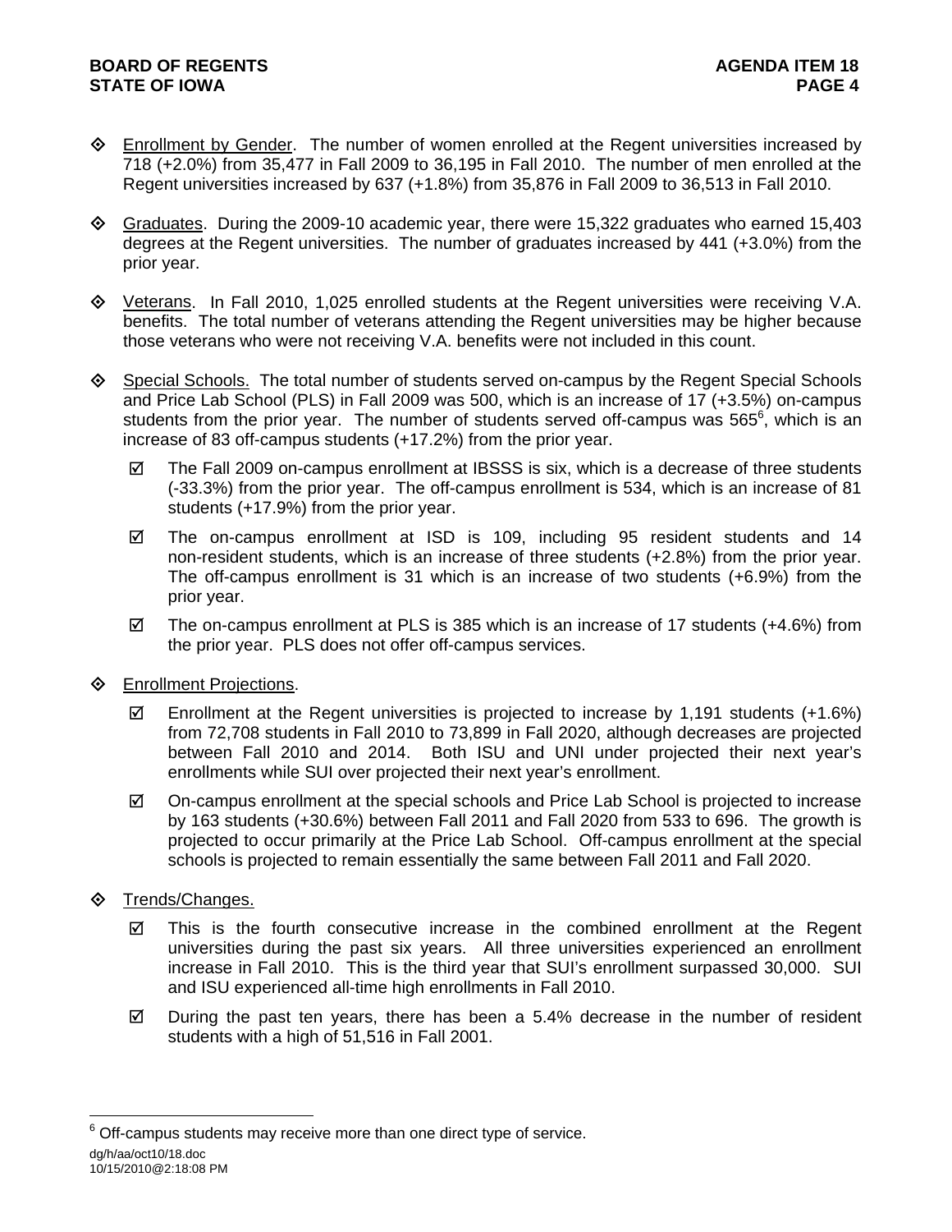- Enrollment by Gender. The number of women enrolled at the Regent universities increased by 718 (+2.0%) from 35,477 in Fall 2009 to 36,195 in Fall 2010. The number of men enrolled at the Regent universities increased by 637 (+1.8%) from 35,876 in Fall 2009 to 36,513 in Fall 2010.

- Graduates. During the 2009-10 academic year, there were 15,322 graduates who earned 15,403 degrees at the Regent universities. The number of graduates increased by 441 (+3.0%) from the prior year.

- Veterans. In Fall 2010, 1,025 enrolled students at the Regent universities were receiving V.A. benefits. The total number of veterans attending the Regent universities may be higher because those veterans who were not receiving V.A. benefits were not included in this count.

- Special Schools. The total number of students served on-campus by the Regent Special Schools and Price Lab School (PLS) in Fall 2009 was 500, which is an increase of 17 (+3.5%) on-campus students from the prior year. The number of students served off-campus was 565[6], which is an increase of 83 off-campus students (+17.2%) from the prior year.

  - ☑ The Fall 2009 on-campus enrollment at IBSSS is six, which is a decrease of three students (-33.3%) from the prior year. The off-campus enrollment is 534, which is an increase of 81 students (+17.9%) from the prior year.
  - ☑ The on-campus enrollment at ISD is 109, including 95 resident students and 14 non-resident students, which is an increase of three students (+2.8%) from the prior year. The off-campus enrollment is 31 which is an increase of two students (+6.9%) from the prior year.
  - ☑ The on-campus enrollment at PLS is 385 which is an increase of 17 students (+4.6%) from the prior year. PLS does not offer off-campus services.

- Enrollment Projections.

  - ☑ Enrollment at the Regent universities is projected to increase by 1,191 students (+1.6%) from 72,708 students in Fall 2010 to 73,899 in Fall 2020, although decreases are projected between Fall 2010 and 2014. Both ISU and UNI under projected their next year's enrollments while SUI over projected their next year's enrollment.
  - ☑ On-campus enrollment at the special schools and Price Lab School is projected to increase by 163 students (+30.6%) between Fall 2011 and Fall 2020 from 533 to 696. The growth is projected to occur primarily at the Price Lab School. Off-campus enrollment at the special schools is projected to remain essentially the same between Fall 2011 and Fall 2020.

- Trends/Changes.

  - ☑ This is the fourth consecutive increase in the combined enrollment at the Regent universities during the past six years. All three universities experienced an enrollment increase in Fall 2010. This is the third year that SUI's enrollment surpassed 30,000. SUI and ISU experienced all-time high enrollments in Fall 2010.
  - ☑ During the past ten years, there has been a 5.4% decrease in the number of resident students with a high of 51,516 in Fall 2001.

[6] Off-campus students may receive more than one direct type of service.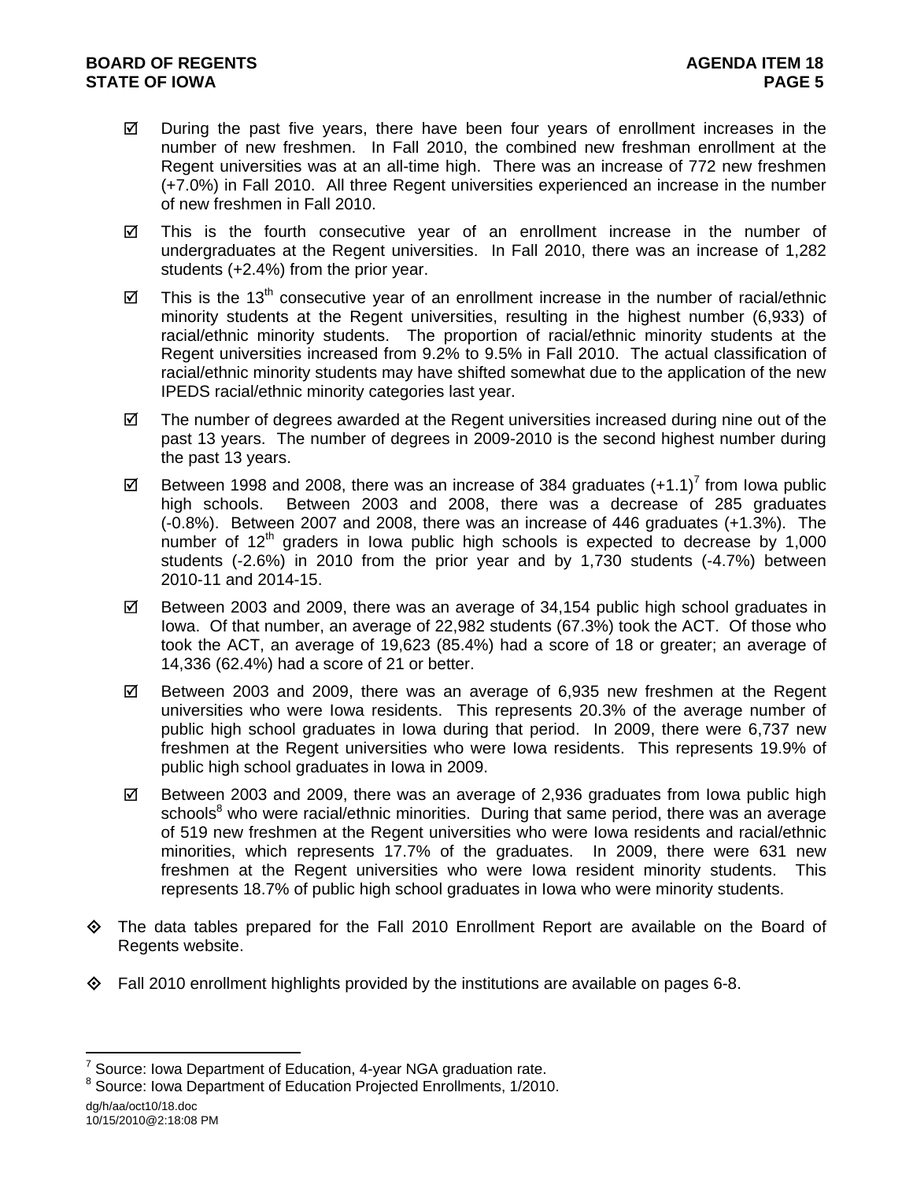- ☑ During the past five years, there have been four years of enrollment increases in the number of new freshmen. In Fall 2010, the combined new freshman enrollment at the Regent universities was at an all-time high. There was an increase of 772 new freshmen (+7.0%) in Fall 2010. All three Regent universities experienced an increase in the number of new freshmen in Fall 2010.

- ☑ This is the fourth consecutive year of an enrollment increase in the number of undergraduates at the Regent universities. In Fall 2010, there was an increase of 1,282 students (+2.4%) from the prior year.

- ☑ This is the 13th consecutive year of an enrollment increase in the number of racial/ethnic minority students at the Regent universities, resulting in the highest number (6,933) of racial/ethnic minority students. The proportion of racial/ethnic minority students at the Regent universities increased from 9.2% to 9.5% in Fall 2010. The actual classification of racial/ethnic minority students may have shifted somewhat due to the application of the new IPEDS racial/ethnic minority categories last year.

- ☑ The number of degrees awarded at the Regent universities increased during nine out of the past 13 years. The number of degrees in 2009-2010 is the second highest number during the past 13 years.

- ☑ Between 1998 and 2008, there was an increase of 384 graduates (+1.1)[7] from Iowa public high schools. Between 2003 and 2008, there was a decrease of 285 graduates (-0.8%). Between 2007 and 2008, there was an increase of 446 graduates (+1.3%). The number of 12th graders in Iowa public high schools is expected to decrease by 1,000 students (-2.6%) in 2010 from the prior year and by 1,730 students (-4.7%) between 2010-11 and 2014-15.

- ☑ Between 2003 and 2009, there was an average of 34,154 public high school graduates in Iowa. Of that number, an average of 22,982 students (67.3%) took the ACT. Of those who took the ACT, an average of 19,623 (85.4%) had a score of 18 or greater; an average of 14,336 (62.4%) had a score of 21 or better.

- ☑ Between 2003 and 2009, there was an average of 6,935 new freshmen at the Regent universities who were Iowa residents. This represents 20.3% of the average number of public high school graduates in Iowa during that period. In 2009, there were 6,737 new freshmen at the Regent universities who were Iowa residents. This represents 19.9% of public high school graduates in Iowa in 2009.

- ☑ Between 2003 and 2009, there was an average of 2,936 graduates from Iowa public high schools[8] who were racial/ethnic minorities. During that same period, there was an average of 519 new freshmen at the Regent universities who were Iowa residents and racial/ethnic minorities, which represents 17.7% of the graduates. In 2009, there were 631 new freshmen at the Regent universities who were Iowa resident minority students. This represents 18.7% of public high school graduates in Iowa who were minority students.

- ◈ The data tables prepared for the Fall 2010 Enrollment Report are available on the Board of Regents website.

- ◈ Fall 2010 enrollment highlights provided by the institutions are available on pages 6-8.

---

[7] Source: Iowa Department of Education, 4-year NGA graduation rate.

[8] Source: Iowa Department of Education Projected Enrollments, 1/2010.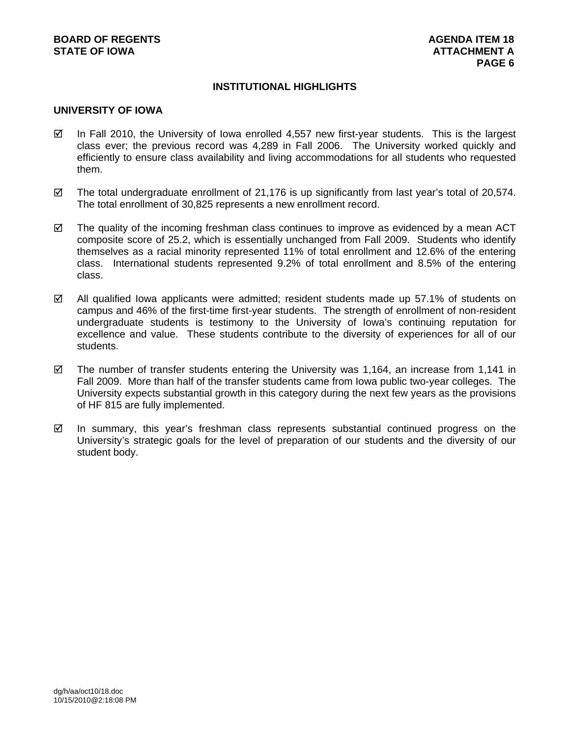## INSTITUTIONAL HIGHLIGHTS

### UNIVERSITY OF IOWA

- ☑ In Fall 2010, the University of Iowa enrolled 4,557 new first-year students. This is the largest class ever; the previous record was 4,289 in Fall 2006. The University worked quickly and efficiently to ensure class availability and living accommodations for all students who requested them.

- ☑ The total undergraduate enrollment of 21,176 is up significantly from last year's total of 20,574. The total enrollment of 30,825 represents a new enrollment record.

- ☑ The quality of the incoming freshman class continues to improve as evidenced by a mean ACT composite score of 25.2, which is essentially unchanged from Fall 2009. Students who identify themselves as a racial minority represented 11% of total enrollment and 12.6% of the entering class. International students represented 9.2% of total enrollment and 8.5% of the entering class.

- ☑ All qualified Iowa applicants were admitted; resident students made up 57.1% of students on campus and 46% of the first-time first-year students. The strength of enrollment of non-resident undergraduate students is testimony to the University of Iowa's continuing reputation for excellence and value. These students contribute to the diversity of experiences for all of our students.

- ☑ The number of transfer students entering the University was 1,164, an increase from 1,141 in Fall 2009. More than half of the transfer students came from Iowa public two-year colleges. The University expects substantial growth in this category during the next few years as the provisions of HF 815 are fully implemented.

- ☑ In summary, this year's freshman class represents substantial continued progress on the University's strategic goals for the level of preparation of our students and the diversity of our student body.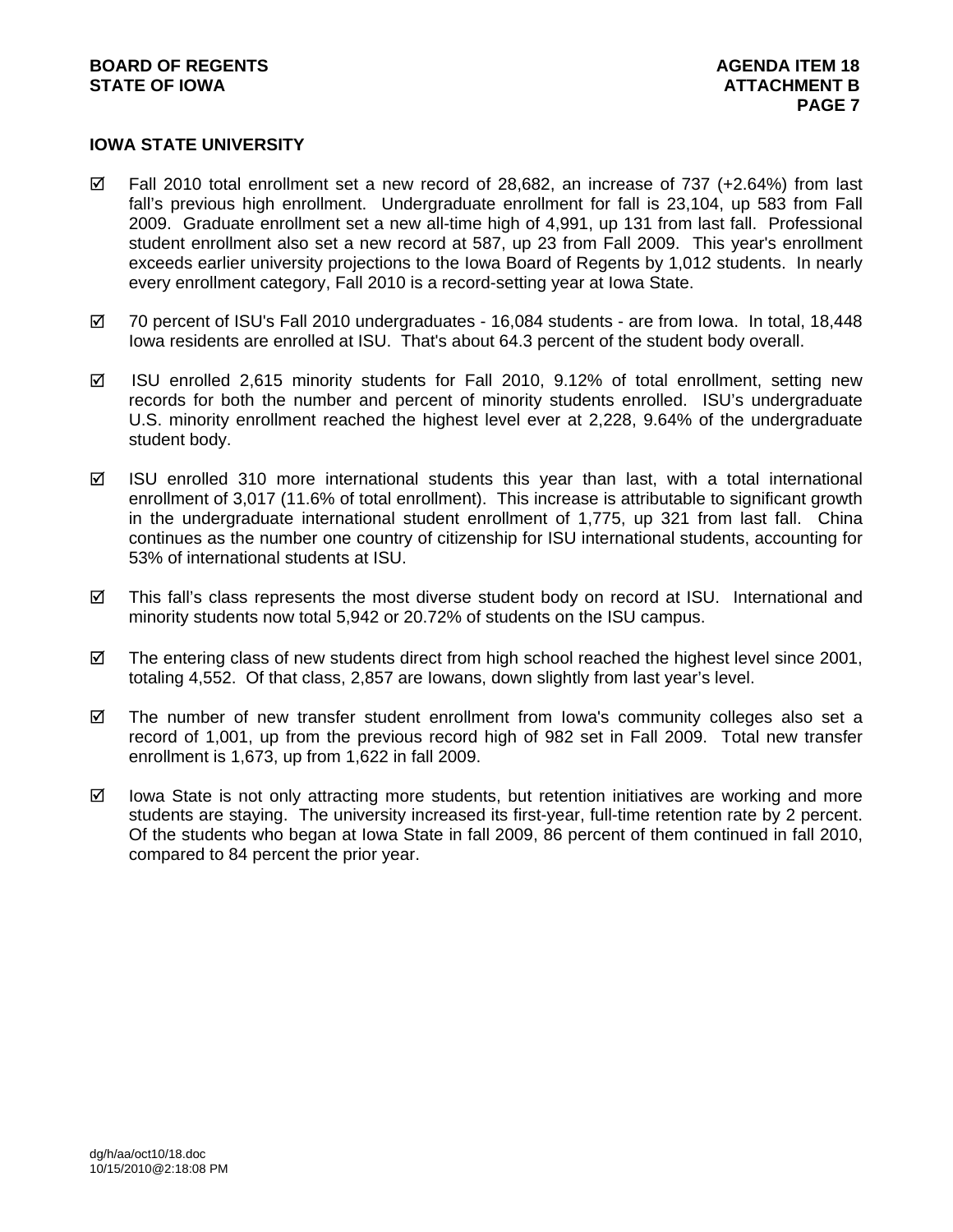## IOWA STATE UNIVERSITY

- ☑ Fall 2010 total enrollment set a new record of 28,682, an increase of 737 (+2.64%) from last fall's previous high enrollment. Undergraduate enrollment for fall is 23,104, up 583 from Fall 2009. Graduate enrollment set a new all-time high of 4,991, up 131 from last fall. Professional student enrollment also set a new record at 587, up 23 from Fall 2009. This year's enrollment exceeds earlier university projections to the Iowa Board of Regents by 1,012 students. In nearly every enrollment category, Fall 2010 is a record-setting year at Iowa State.

- ☑ 70 percent of ISU's Fall 2010 undergraduates - 16,084 students - are from Iowa. In total, 18,448 Iowa residents are enrolled at ISU. That's about 64.3 percent of the student body overall.

- ☑ ISU enrolled 2,615 minority students for Fall 2010, 9.12% of total enrollment, setting new records for both the number and percent of minority students enrolled. ISU's undergraduate U.S. minority enrollment reached the highest level ever at 2,228, 9.64% of the undergraduate student body.

- ☑ ISU enrolled 310 more international students this year than last, with a total international enrollment of 3,017 (11.6% of total enrollment). This increase is attributable to significant growth in the undergraduate international student enrollment of 1,775, up 321 from last fall. China continues as the number one country of citizenship for ISU international students, accounting for 53% of international students at ISU.

- ☑ This fall's class represents the most diverse student body on record at ISU. International and minority students now total 5,942 or 20.72% of students on the ISU campus.

- ☑ The entering class of new students direct from high school reached the highest level since 2001, totaling 4,552. Of that class, 2,857 are Iowans, down slightly from last year's level.

- ☑ The number of new transfer student enrollment from Iowa's community colleges also set a record of 1,001, up from the previous record high of 982 set in Fall 2009. Total new transfer enrollment is 1,673, up from 1,622 in fall 2009.

- ☑ Iowa State is not only attracting more students, but retention initiatives are working and more students are staying. The university increased its first-year, full-time retention rate by 2 percent. Of the students who began at Iowa State in fall 2009, 86 percent of them continued in fall 2010, compared to 84 percent the prior year.

dg/h/aa/oct10/18.doc
10/15/2010@2:18:08 PM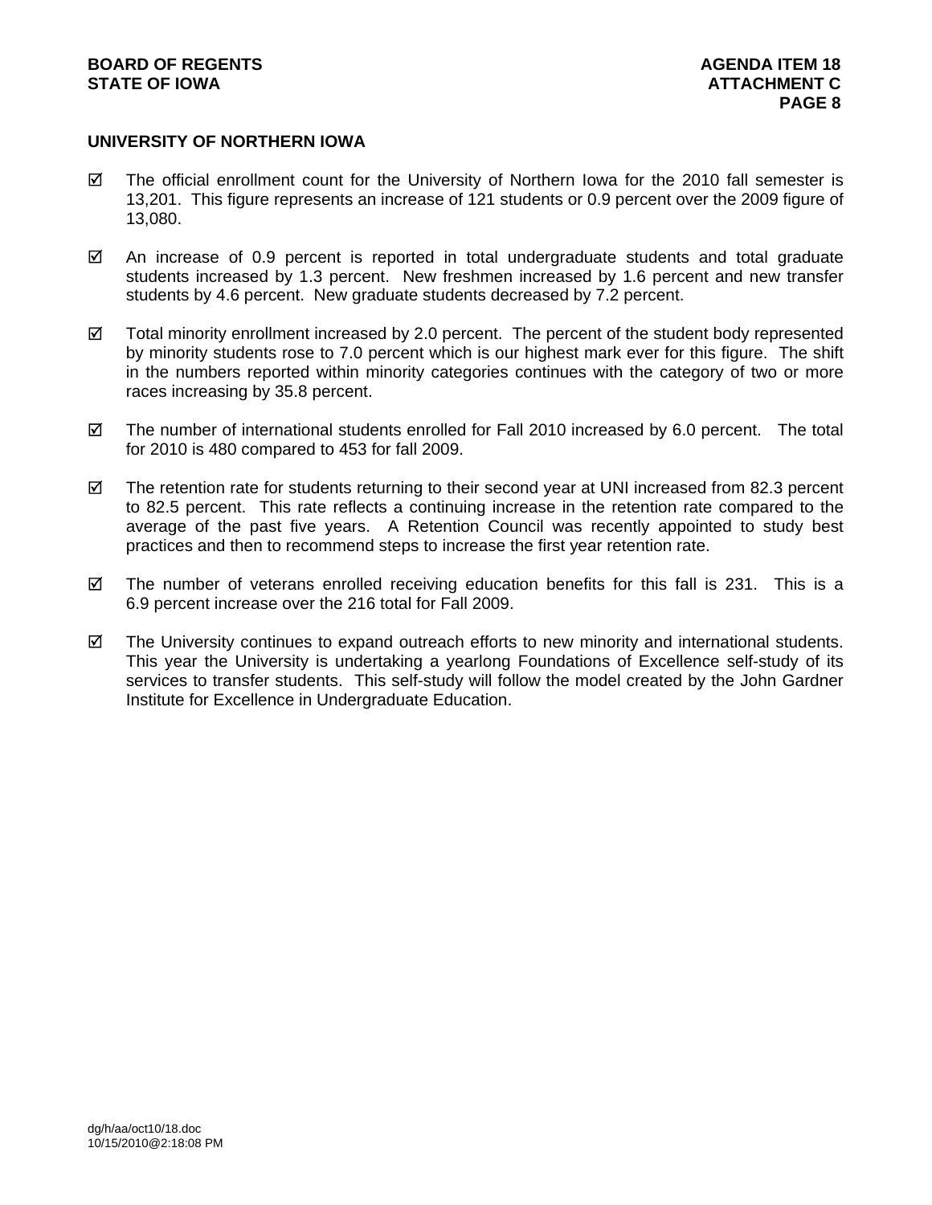## UNIVERSITY OF NORTHERN IOWA

- ☑ The official enrollment count for the University of Northern Iowa for the 2010 fall semester is 13,201. This figure represents an increase of 121 students or 0.9 percent over the 2009 figure of 13,080.

- ☑ An increase of 0.9 percent is reported in total undergraduate students and total graduate students increased by 1.3 percent. New freshmen increased by 1.6 percent and new transfer students by 4.6 percent. New graduate students decreased by 7.2 percent.

- ☑ Total minority enrollment increased by 2.0 percent. The percent of the student body represented by minority students rose to 7.0 percent which is our highest mark ever for this figure. The shift in the numbers reported within minority categories continues with the category of two or more races increasing by 35.8 percent.

- ☑ The number of international students enrolled for Fall 2010 increased by 6.0 percent. The total for 2010 is 480 compared to 453 for fall 2009.

- ☑ The retention rate for students returning to their second year at UNI increased from 82.3 percent to 82.5 percent. This rate reflects a continuing increase in the retention rate compared to the average of the past five years. A Retention Council was recently appointed to study best practices and then to recommend steps to increase the first year retention rate.

- ☑ The number of veterans enrolled receiving education benefits for this fall is 231. This is a 6.9 percent increase over the 216 total for Fall 2009.

- ☑ The University continues to expand outreach efforts to new minority and international students. This year the University is undertaking a yearlong Foundations of Excellence self-study of its services to transfer students. This self-study will follow the model created by the John Gardner Institute for Excellence in Undergraduate Education.

dg/h/aa/oct10/18.doc
10/15/2010@2:18:08 PM